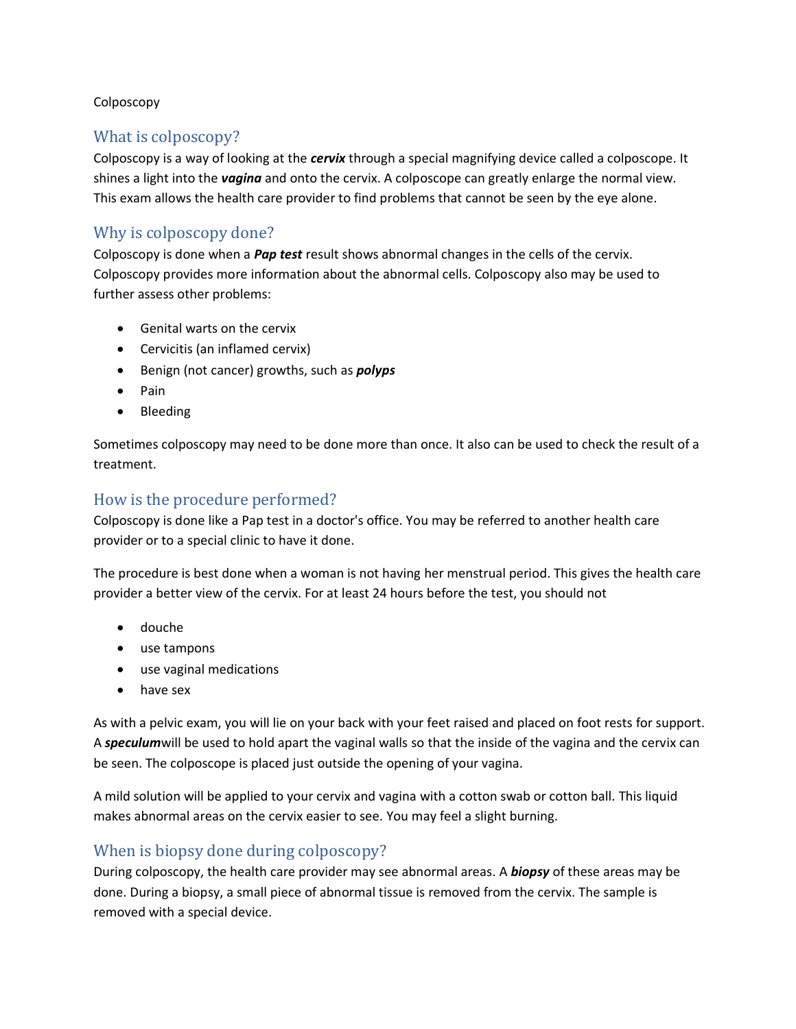Colposcopy

## What is colposcopy?

Colposcopy is a way of looking at the ***cervix*** through a special magnifying device called a colposcope. It shines a light into the ***vagina*** and onto the cervix. A colposcope can greatly enlarge the normal view. This exam allows the health care provider to find problems that cannot be seen by the eye alone.

## Why is colposcopy done?

Colposcopy is done when a ***Pap test*** result shows abnormal changes in the cells of the cervix. Colposcopy provides more information about the abnormal cells. Colposcopy also may be used to further assess other problems:

- Genital warts on the cervix
- Cervicitis (an inflamed cervix)
- Benign (not cancer) growths, such as ***polyps***
- Pain
- Bleeding

Sometimes colposcopy may need to be done more than once. It also can be used to check the result of a treatment.

## How is the procedure performed?

Colposcopy is done like a Pap test in a doctor's office. You may be referred to another health care provider or to a special clinic to have it done.

The procedure is best done when a woman is not having her menstrual period. This gives the health care provider a better view of the cervix. For at least 24 hours before the test, you should not

- douche
- use tampons
- use vaginal medications
- have sex

As with a pelvic exam, you will lie on your back with your feet raised and placed on foot rests for support. A ***speculum***will be used to hold apart the vaginal walls so that the inside of the vagina and the cervix can be seen. The colposcope is placed just outside the opening of your vagina.

A mild solution will be applied to your cervix and vagina with a cotton swab or cotton ball. This liquid makes abnormal areas on the cervix easier to see. You may feel a slight burning.

## When is biopsy done during colposcopy?

During colposcopy, the health care provider may see abnormal areas. A ***biopsy*** of these areas may be done. During a biopsy, a small piece of abnormal tissue is removed from the cervix. The sample is removed with a special device.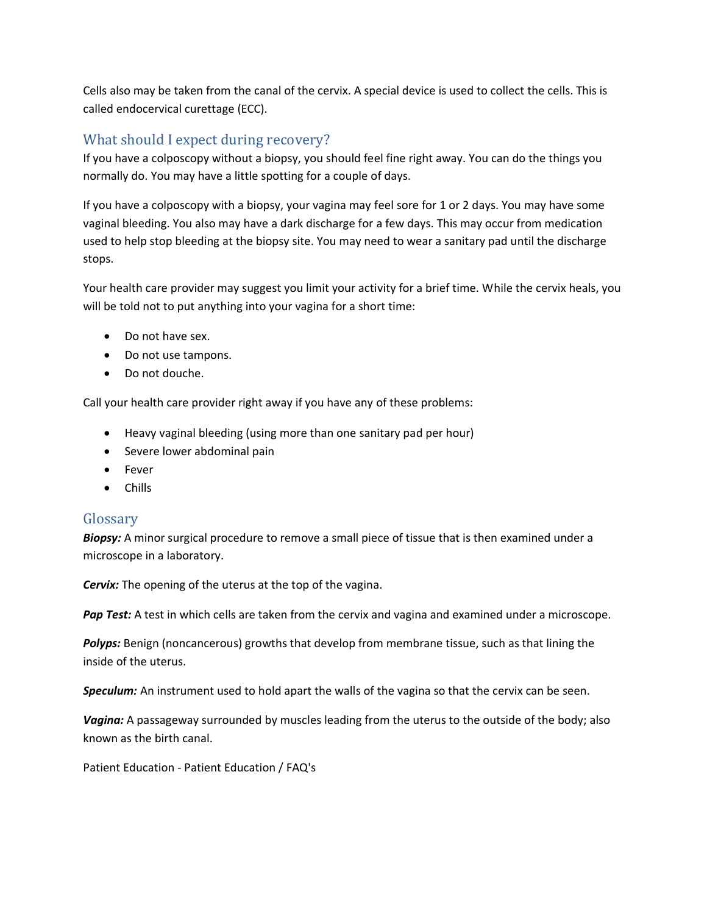Cells also may be taken from the canal of the cervix. A special device is used to collect the cells. This is called endocervical curettage (ECC).

## What should I expect during recovery?

If you have a colposcopy without a biopsy, you should feel fine right away. You can do the things you normally do. You may have a little spotting for a couple of days.

If you have a colposcopy with a biopsy, your vagina may feel sore for 1 or 2 days. You may have some vaginal bleeding. You also may have a dark discharge for a few days. This may occur from medication used to help stop bleeding at the biopsy site. You may need to wear a sanitary pad until the discharge stops.

Your health care provider may suggest you limit your activity for a brief time. While the cervix heals, you will be told not to put anything into your vagina for a short time:

- Do not have sex.
- Do not use tampons.
- Do not douche.

Call your health care provider right away if you have any of these problems:

- Heavy vaginal bleeding (using more than one sanitary pad per hour)
- Severe lower abdominal pain
- Fever
- Chills

## Glossary

***Biopsy:*** A minor surgical procedure to remove a small piece of tissue that is then examined under a microscope in a laboratory.

***Cervix:*** The opening of the uterus at the top of the vagina.

***Pap Test:*** A test in which cells are taken from the cervix and vagina and examined under a microscope.

***Polyps:*** Benign (noncancerous) growths that develop from membrane tissue, such as that lining the inside of the uterus.

***Speculum:*** An instrument used to hold apart the walls of the vagina so that the cervix can be seen.

***Vagina:*** A passageway surrounded by muscles leading from the uterus to the outside of the body; also known as the birth canal.

Patient Education - Patient Education / FAQ's